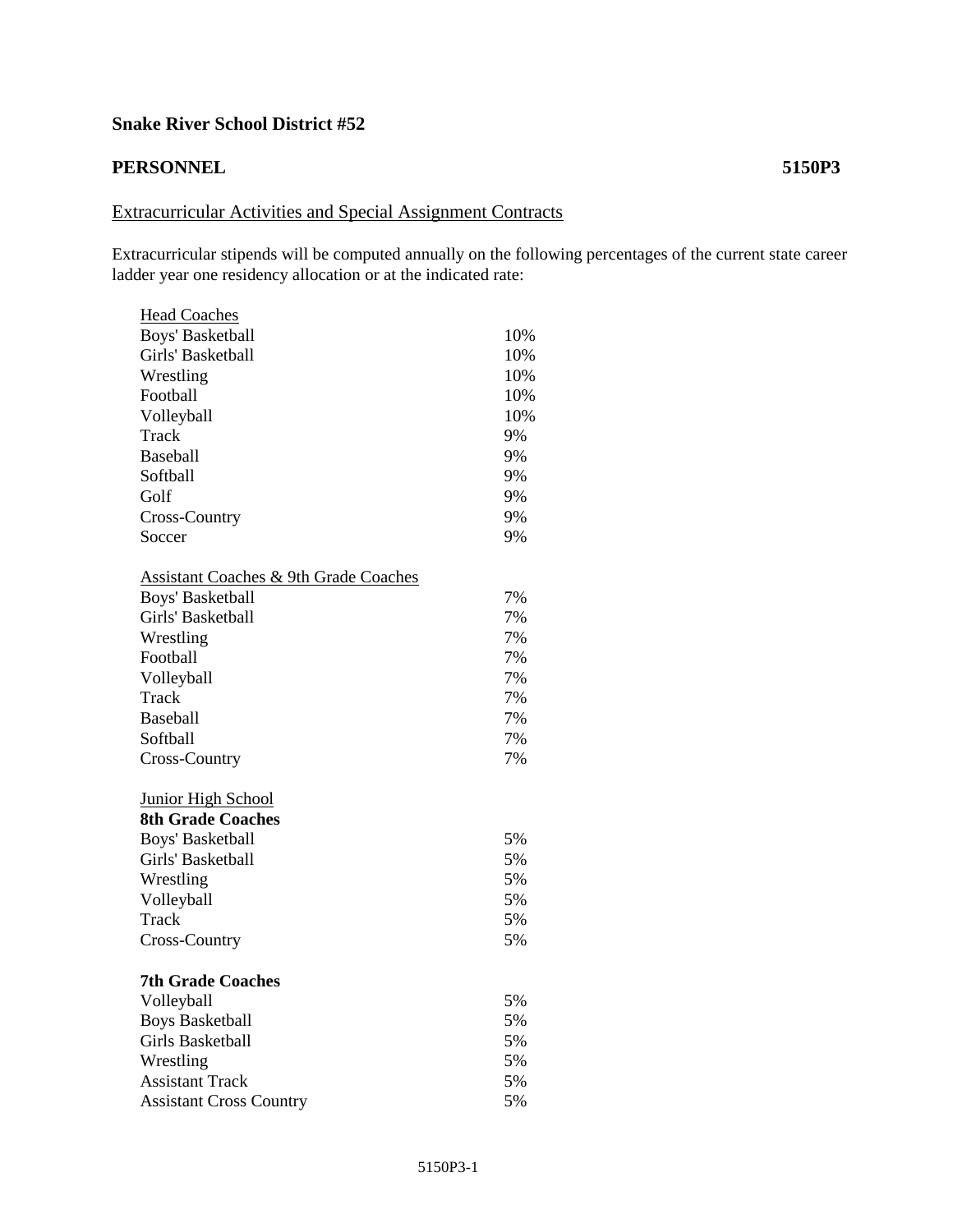**Snake River School District #52**

**PERSONNEL** **5150P3**

Extracurricular Activities and Special Assignment Contracts

Extracurricular stipends will be computed annually on the following percentages of the current state career ladder year one residency allocation or at the indicated rate:

| Head Coaches | |
|---|---|
| Boys' Basketball | 10% |
| Girls' Basketball | 10% |
| Wrestling | 10% |
| Football | 10% |
| Volleyball | 10% |
| Track | 9% |
| Baseball | 9% |
| Softball | 9% |
| Golf | 9% |
| Cross-Country | 9% |
| Soccer | 9% |

| Assistant Coaches & 9th Grade Coaches | |
|---|---|
| Boys' Basketball | 7% |
| Girls' Basketball | 7% |
| Wrestling | 7% |
| Football | 7% |
| Volleyball | 7% |
| Track | 7% |
| Baseball | 7% |
| Softball | 7% |
| Cross-Country | 7% |

Junior High School

| **8th Grade Coaches** | |
|---|---|
| Boys' Basketball | 5% |
| Girls' Basketball | 5% |
| Wrestling | 5% |
| Volleyball | 5% |
| Track | 5% |
| Cross-Country | 5% |

| **7th Grade Coaches** | |
|---|---|
| Volleyball | 5% |
| Boys Basketball | 5% |
| Girls Basketball | 5% |
| Wrestling | 5% |
| Assistant Track | 5% |
| Assistant Cross Country | 5% |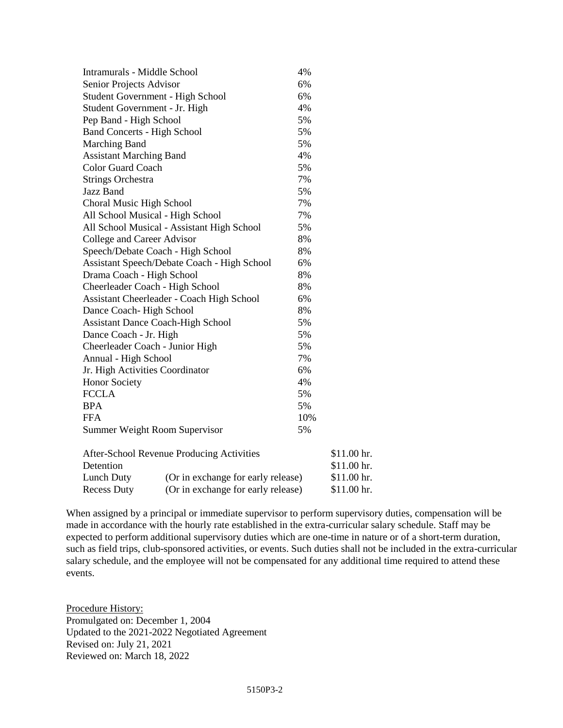| | |
|---|---|
| Intramurals - Middle School | 4% |
| Senior Projects Advisor | 6% |
| Student Government - High School | 6% |
| Student Government - Jr. High | 4% |
| Pep Band - High School | 5% |
| Band Concerts - High School | 5% |
| Marching Band | 5% |
| Assistant Marching Band | 4% |
| Color Guard Coach | 5% |
| Strings Orchestra | 7% |
| Jazz Band | 5% |
| Choral Music High School | 7% |
| All School Musical - High School | 7% |
| All School Musical - Assistant High School | 5% |
| College and Career Advisor | 8% |
| Speech/Debate Coach - High School | 8% |
| Assistant Speech/Debate Coach - High School | 6% |
| Drama Coach - High School | 8% |
| Cheerleader Coach - High School | 8% |
| Assistant Cheerleader - Coach High School | 6% |
| Dance Coach- High School | 8% |
| Assistant Dance Coach-High School | 5% |
| Dance Coach - Jr. High | 5% |
| Cheerleader Coach - Junior High | 5% |
| Annual - High School | 7% |
| Jr. High Activities Coordinator | 6% |
| Honor Society | 4% |
| FCCLA | 5% |
| BPA | 5% |
| FFA | 10% |
| Summer Weight Room Supervisor | 5% |

| | | |
|---|---|---|
| After-School Revenue Producing Activities | | $11.00 hr. |
| Detention | | $11.00 hr. |
| Lunch Duty | (Or in exchange for early release) | $11.00 hr. |
| Recess Duty | (Or in exchange for early release) | $11.00 hr. |

When assigned by a principal or immediate supervisor to perform supervisory duties, compensation will be made in accordance with the hourly rate established in the extra-curricular salary schedule. Staff may be expected to perform additional supervisory duties which are one-time in nature or of a short-term duration, such as field trips, club-sponsored activities, or events. Such duties shall not be included in the extra-curricular salary schedule, and the employee will not be compensated for any additional time required to attend these events.

Procedure History:
Promulgated on: December 1, 2004
Updated to the 2021-2022 Negotiated Agreement
Revised on: July 21, 2021
Reviewed on: March 18, 2022